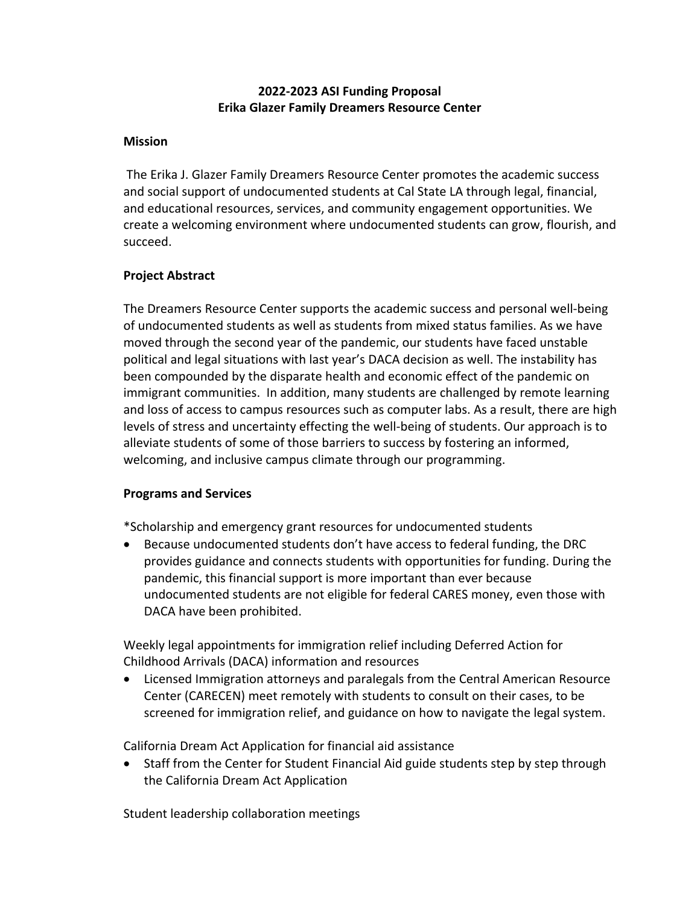**2022-2023 ASI Funding Proposal**
**Erika Glazer Family Dreamers Resource Center**

**Mission**

The Erika J. Glazer Family Dreamers Resource Center promotes the academic success and social support of undocumented students at Cal State LA through legal, financial, and educational resources, services, and community engagement opportunities. We create a welcoming environment where undocumented students can grow, flourish, and succeed.

**Project Abstract**

The Dreamers Resource Center supports the academic success and personal well-being of undocumented students as well as students from mixed status families. As we have moved through the second year of the pandemic, our students have faced unstable political and legal situations with last year's DACA decision as well. The instability has been compounded by the disparate health and economic effect of the pandemic on immigrant communities. In addition, many students are challenged by remote learning and loss of access to campus resources such as computer labs. As a result, there are high levels of stress and uncertainty effecting the well-being of students. Our approach is to alleviate students of some of those barriers to success by fostering an informed, welcoming, and inclusive campus climate through our programming.

**Programs and Services**

*Scholarship and emergency grant resources for undocumented students

- Because undocumented students don't have access to federal funding, the DRC provides guidance and connects students with opportunities for funding. During the pandemic, this financial support is more important than ever because undocumented students are not eligible for federal CARES money, even those with DACA have been prohibited.

Weekly legal appointments for immigration relief including Deferred Action for Childhood Arrivals (DACA) information and resources

- Licensed Immigration attorneys and paralegals from the Central American Resource Center (CARECEN) meet remotely with students to consult on their cases, to be screened for immigration relief, and guidance on how to navigate the legal system.

California Dream Act Application for financial aid assistance

- Staff from the Center for Student Financial Aid guide students step by step through the California Dream Act Application

Student leadership collaboration meetings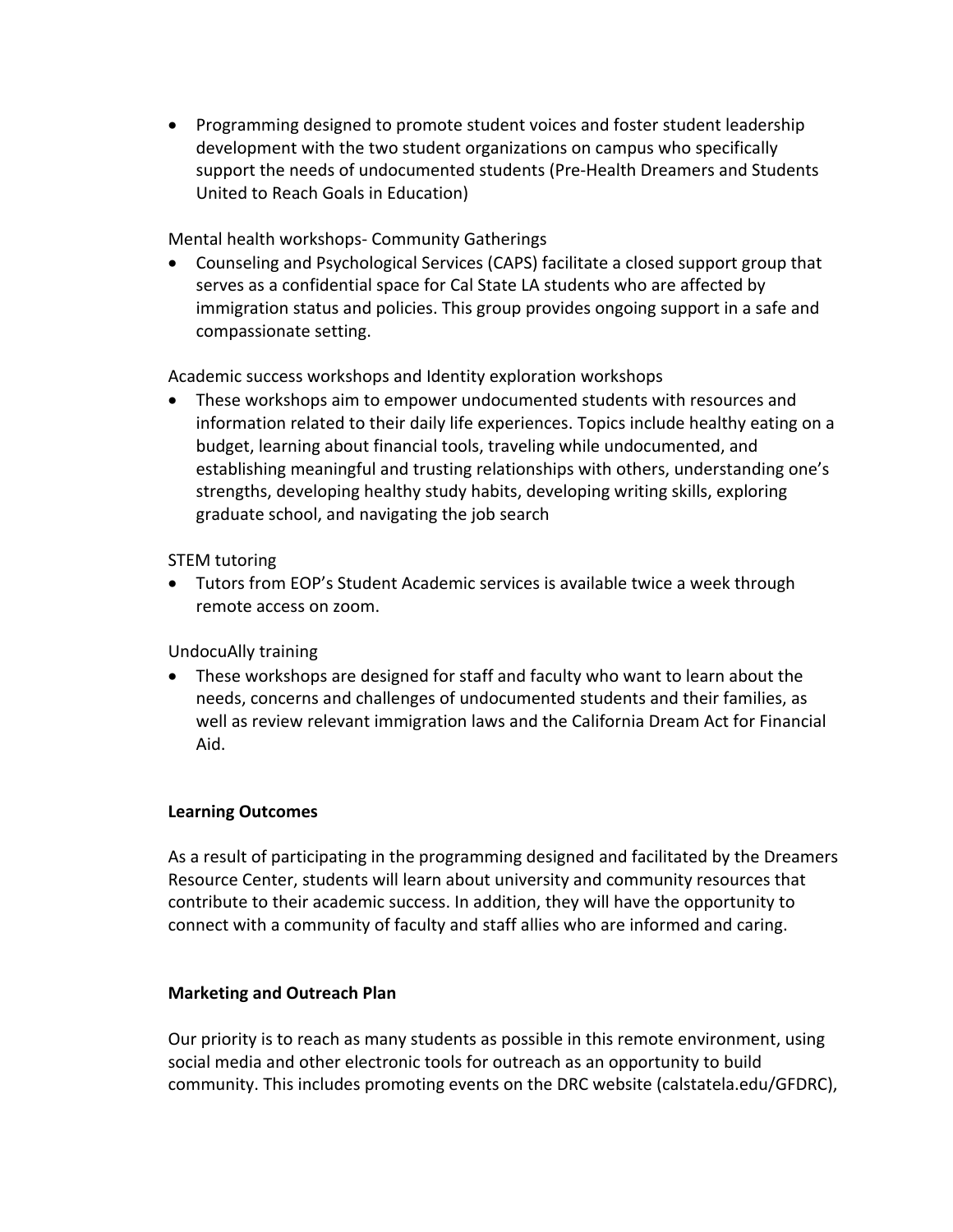- Programming designed to promote student voices and foster student leadership development with the two student organizations on campus who specifically support the needs of undocumented students (Pre-Health Dreamers and Students United to Reach Goals in Education)

Mental health workshops- Community Gatherings

- Counseling and Psychological Services (CAPS) facilitate a closed support group that serves as a confidential space for Cal State LA students who are affected by immigration status and policies. This group provides ongoing support in a safe and compassionate setting.

Academic success workshops and Identity exploration workshops

- These workshops aim to empower undocumented students with resources and information related to their daily life experiences. Topics include healthy eating on a budget, learning about financial tools, traveling while undocumented, and establishing meaningful and trusting relationships with others, understanding one's strengths, developing healthy study habits, developing writing skills, exploring graduate school, and navigating the job search

STEM tutoring

- Tutors from EOP's Student Academic services is available twice a week through remote access on zoom.

UndocuAlly training

- These workshops are designed for staff and faculty who want to learn about the needs, concerns and challenges of undocumented students and their families, as well as review relevant immigration laws and the California Dream Act for Financial Aid.

**Learning Outcomes**

As a result of participating in the programming designed and facilitated by the Dreamers Resource Center, students will learn about university and community resources that contribute to their academic success. In addition, they will have the opportunity to connect with a community of faculty and staff allies who are informed and caring.

**Marketing and Outreach Plan**

Our priority is to reach as many students as possible in this remote environment, using social media and other electronic tools for outreach as an opportunity to build community. This includes promoting events on the DRC website (calstatela.edu/GFDRC),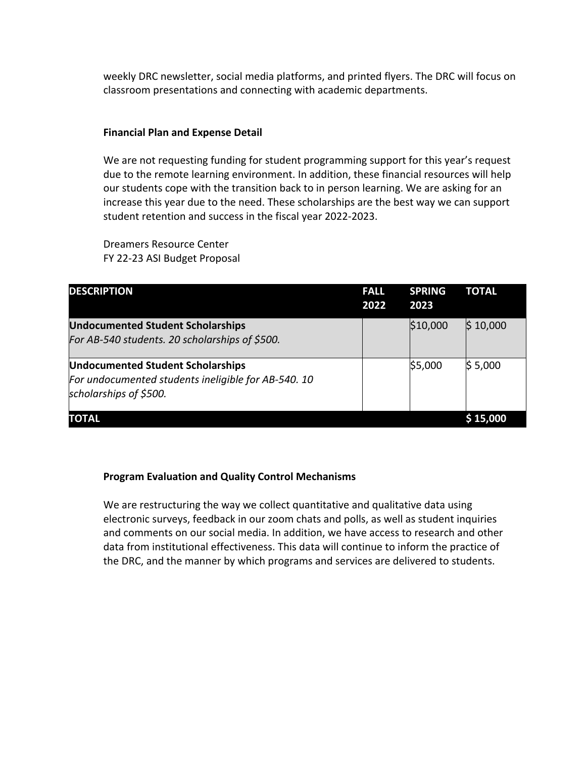weekly DRC newsletter, social media platforms, and printed flyers. The DRC will focus on classroom presentations and connecting with academic departments.

**Financial Plan and Expense Detail**

We are not requesting funding for student programming support for this year's request due to the remote learning environment. In addition, these financial resources will help our students cope with the transition back to in person learning. We are asking for an increase this year due to the need. These scholarships are the best way we can support student retention and success in the fiscal year 2022-2023.

Dreamers Resource Center
FY 22-23 ASI Budget Proposal

| DESCRIPTION | FALL 2022 | SPRING 2023 | TOTAL |
|---|---|---|---|
| **Undocumented Student Scholarships**<br>*For AB-540 students. 20 scholarships of $500.* | | $10,000 | $ 10,000 |
| **Undocumented Student Scholarships**<br>*For undocumented students ineligible for AB-540. 10 scholarships of $500.* | | $5,000 | $ 5,000 |
| **TOTAL** | | | **$ 15,000** |

**Program Evaluation and Quality Control Mechanisms**

We are restructuring the way we collect quantitative and qualitative data using electronic surveys, feedback in our zoom chats and polls, as well as student inquiries and comments on our social media. In addition, we have access to research and other data from institutional effectiveness. This data will continue to inform the practice of the DRC, and the manner by which programs and services are delivered to students.